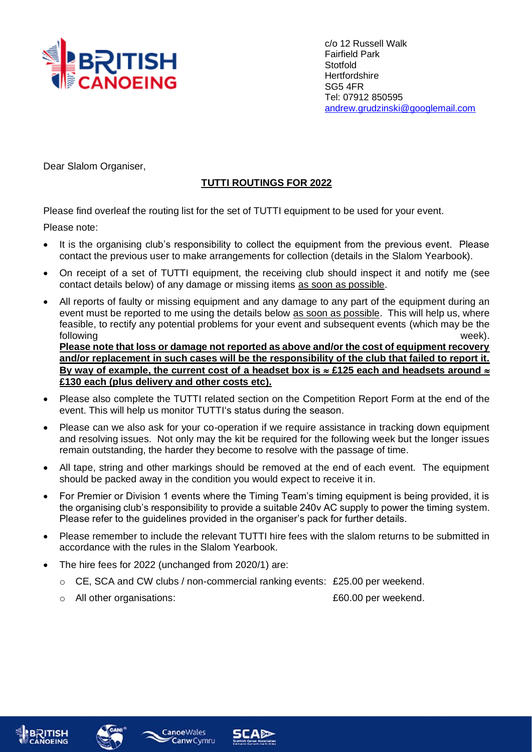c/o 12 Russell Walk
Fairfield Park
Stotfold
Hertfordshire
SG5 4FR
Tel: 07912 850595
andrew.grudzinski@googlemail.com

Dear Slalom Organiser,

## TUTTI ROUTINGS FOR 2022

Please find overleaf the routing list for the set of TUTTI equipment to be used for your event.

Please note:

- It is the organising club's responsibility to collect the equipment from the previous event. Please contact the previous user to make arrangements for collection (details in the Slalom Yearbook).
- On receipt of a set of TUTTI equipment, the receiving club should inspect it and notify me (see contact details below) of any damage or missing items as soon as possible.
- All reports of faulty or missing equipment and any damage to any part of the equipment during an event must be reported to me using the details below as soon as possible. This will help us, where feasible, to rectify any potential problems for your event and subsequent events (which may be the following week).
  **Please note that loss or damage not reported as above and/or the cost of equipment recovery and/or replacement in such cases will be the responsibility of the club that failed to report it. By way of example, the current cost of a headset box is ≈ £125 each and headsets around ≈ £130 each (plus delivery and other costs etc).**
- Please also complete the TUTTI related section on the Competition Report Form at the end of the event. This will help us monitor TUTTI's status during the season.
- Please can we also ask for your co-operation if we require assistance in tracking down equipment and resolving issues. Not only may the kit be required for the following week but the longer issues remain outstanding, the harder they become to resolve with the passage of time.
- All tape, string and other markings should be removed at the end of each event. The equipment should be packed away in the condition you would expect to receive it in.
- For Premier or Division 1 events where the Timing Team's timing equipment is being provided, it is the organising club's responsibility to provide a suitable 240v AC supply to power the timing system. Please refer to the guidelines provided in the organiser's pack for further details.
- Please remember to include the relevant TUTTI hire fees with the slalom returns to be submitted in accordance with the rules in the Slalom Yearbook.
- The hire fees for 2022 (unchanged from 2020/1) are:
  - CE, SCA and CW clubs / non-commercial ranking events: £25.00 per weekend.
  - All other organisations: £60.00 per weekend.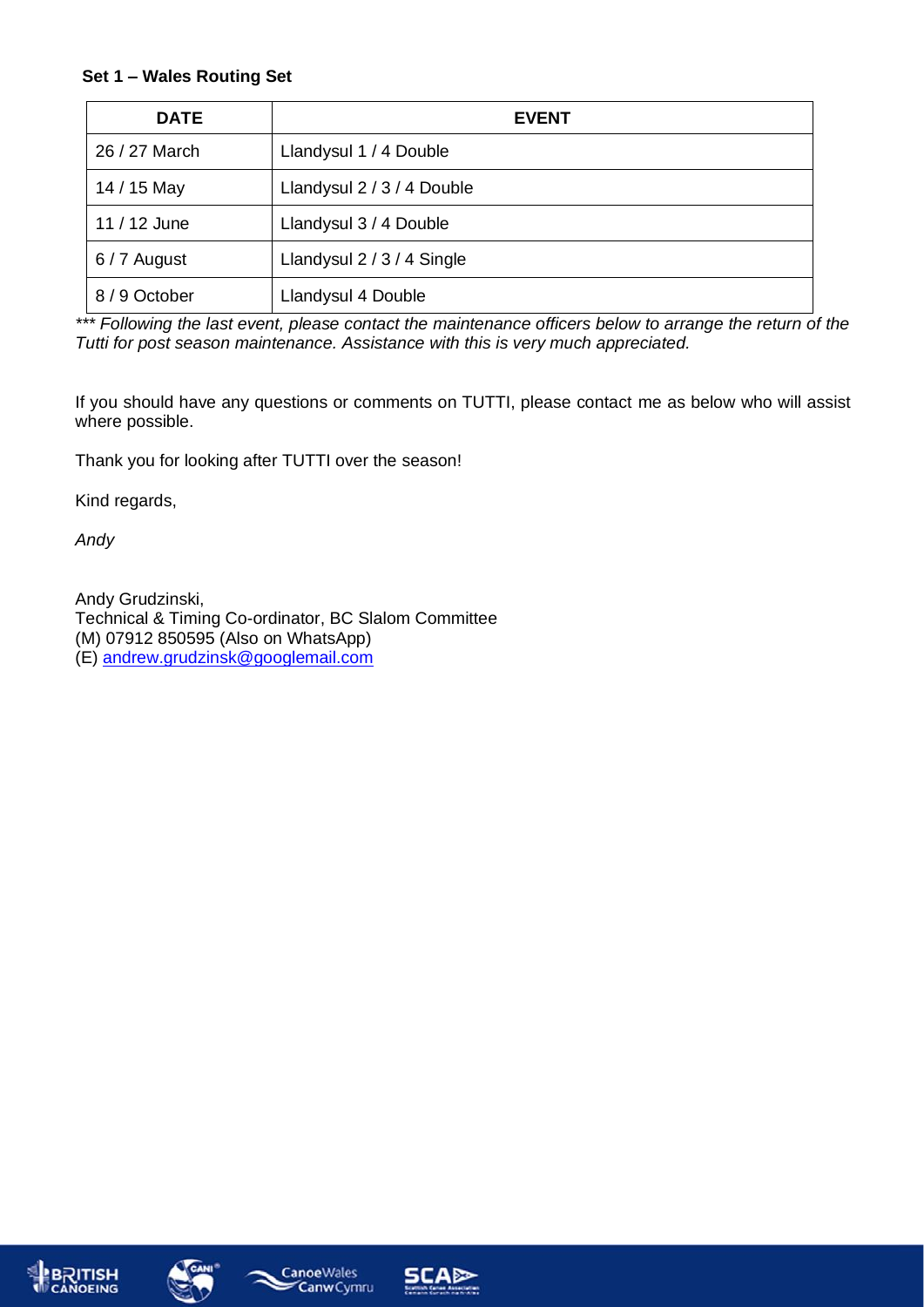**Set 1 – Wales Routing Set**

| DATE | EVENT |
| --- | --- |
| 26 / 27 March | Llandysul 1 / 4 Double |
| 14 / 15 May | Llandysul 2 / 3 / 4 Double |
| 11 / 12 June | Llandysul 3 / 4 Double |
| 6 / 7 August | Llandysul 2 / 3 / 4 Single |
| 8 / 9 October | Llandysul 4 Double |

*\*\*\* Following the last event, please contact the maintenance officers below to arrange the return of the Tutti for post season maintenance. Assistance with this is very much appreciated.*

If you should have any questions or comments on TUTTI, please contact me as below who will assist where possible.

Thank you for looking after TUTTI over the season!

Kind regards,

*Andy*

Andy Grudzinski,  
Technical & Timing Co-ordinator, BC Slalom Committee  
(M) 07912 850595 (Also on WhatsApp)  
(E) andrew.grudzinsk@googlemail.com